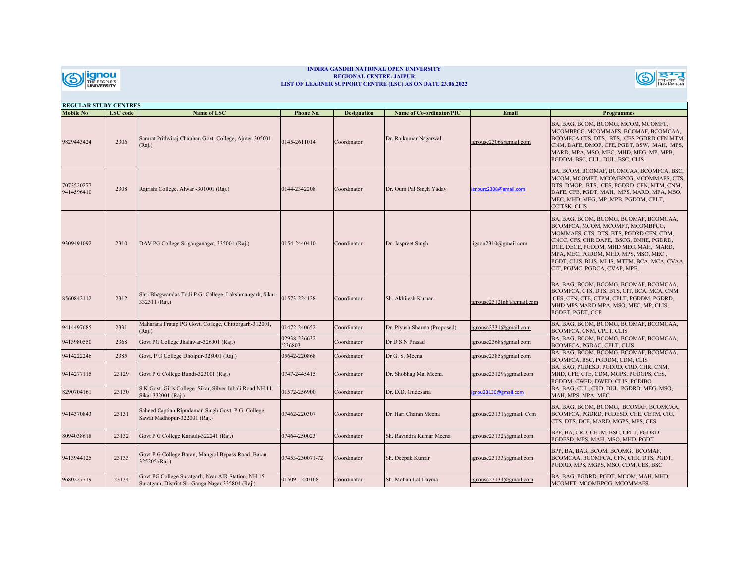**INDIRA GANDHI NATIONAL OPEN UNIVERSITY**
**REGIONAL CENTRE: JAIPUR**
**LIST OF LEARNER SUPPORT CENTRE (LSC) AS ON DATE 23.06.2022**

**REGULAR STUDY CENTRES**

| Mobile No | LSC code | Name of LSC | Phone No. | Designation | Name of Co-ordinator/PIC | Email | Programmes |
|---|---|---|---|---|---|---|---|
| 9829443424 | 2306 | Samrat Prithviraj Chauhan Govt. College, Ajmer-305001 (Raj.) | 0145-2611014 | Coordinator | Dr. Rajkumar Nagarwal | ignousc2306@gmail.com | BA, BAG, BCOM, BCOMG, MCOM, MCOMFT, MCOMBPCG, MCOMMAFS, BCOMAF, BCOMCAA, BCOMFCA CTS, DTS, BTS, CES PGDRD CFN MTM, CNM, DAFE, DMOP, CFE, PGDT, BSW, MAH, MPS, MARD, MPA, MSO, MEC, MHD, MEG, MP, MPB, PGDDM, BSC, CUL, DUL, BSC, CLIS |
| 7073520277 9414596410 | 2308 | Rajrishi College, Alwar -301001 (Raj.) | 0144-2342208 | Coordinator | Dr. Oum Pal Singh Yadav | ignourc2308@gmail.com | BA, BCOM, BCOMAF, BCOMCAA, BCOMFCA, BSC, MCOM, MCOMFT, MCOMBPCG, MCOMMAFS, CTS, DTS, DMOP, BTS, CES, PGDRD, CFN, MTM, CNM, DAFE, CFE, PGDT, MAH, MPS, MARD, MPA, MSO, MEC, MHD, MEG, MP, MPB, PGDDM, CPLT, CCITSK, CLIS |
| 9309491092 | 2310 | DAV PG College Sriganganagar, 335001 (Raj.) | 0154-2440410 | Coordinator | Dr. Jaspreet Singh | ignou2310@gmail.com | BA, BAG, BCOM, BCOMG, BCOMAF, BCOMCAA, BCOMFCA, MCOM, MCOMFT, MCOMBPCG, MOMMAFS, CTS, DTS, BTS, PGDRD CFN, CDM, CNCC, CFS, CHR DAFE, BSCG, DNHE, PGDRD, DCE, DECE, PGDDM, MHD MEG, MAH, MARD, MPA, MEC, PGDDM, MHD, MPS, MSO, MEC , PGDT, CLIS, BLIS, MLIS, MTTM, BCA, MCA, CVAA, CIT, PGJMC, PGDCA, CVAP, MPB, |
| 8560842112 | 2312 | Shri Bhagwandas Todi P.G. College, Lakshmangarh, Sikar-332311 (Raj.) | 01573-224128 | Coordinator | Sh. Akhilesh Kumar | ignousc2312lnh@gmail.com | BA, BAG, BCOM, BCOMG, BCOMAF, BCOMCAA, BCOMFCA, CTS, DTS, BTS, CIT, BCA, MCA, CNM ,CES, CFN, CTE, CTPM, CPLT, PGDDM, PGDRD, MHD MPS MARD MPA, MSO, MEC, MP, CLIS, PGDET, PGDT, CCP |
| 9414497685 | 2331 | Maharana Pratap PG Govt. College, Chittorgarh-312001, (Raj.) | 01472-240652 | Coordinator | Dr. Piyush Sharma (Proposed) | ignousc2331@gmail.com | BA, BAG, BCOM, BCOMG, BCOMAF, BCOMCAA, BCOMFCA, CNM, CPLT, CLIS |
| 9413980550 | 2368 | Govt PG College Jhalawar-326001 (Raj.) | 02938-236632 /236803 | Coordinator | Dr D S N Prasad | ignousc2368@gmail.com | BA, BAG, BCOM, BCOMG, BCOMAF, BCOMCAA, BCOMFCA, PGDAC, CPLT, CLIS |
| 9414222246 | 2385 | Govt. P G College Dholpur-328001 (Raj.) | 05642-220868 | Coordinator | Dr G. S. Meena | ignousc2385@gmail.com | BA, BAG, BCOM, BCOMG, BCOMAF, BCOMCAA, BCOMFCA, BSC, PGDDM, CDM, CLIS |
| 9414277115 | 23129 | Govt P G College Bundi-323001 (Raj.) | 0747-2445415 | Coordinator | Dr. Shobhag Mal Meena | ignousc23129@gmail.com | BA, BAG, PGDESD, PGDRD, CRD, CHR, CNM, MHD, CFE, CTE, CDM, MGPS, PGDGPS, CES, PGDDM, CWED, DWED, CLIS, PGDIBO |
| 8290704161 | 23130 | S K Govt. Girls College ,Sikar, Silver Jubali Road,NH 11, Sikar 332001 (Raj.) | 01572-256900 | Coordinator | Dr. D.D. Gudesaria | ignou23130@gmail.com | BA, BAG, CUL, CRD, DUL, PGDRD, MEG, MSO, MAH, MPS, MPA, MEC |
| 9414370843 | 23131 | Saheed Captian Ripudaman Singh Govt. P.G. College, Sawai Madhopur-322001 (Raj.) | 07462-220307 | Coordinator | Dr. Hari Charan Meena | ignousc23131@gmail. Com | BA, BAG, BCOM, BCOMG, BCOMAF, BCOMCAA, BCOMFCA, PGDRD, PGDESD, CHE, CETM, CIG, CTS, DTS, DCE, MARD, MGPS, MPS, CES |
| 8094038618 | 23132 | Govt P G College Karauli-322241 (Raj.) | 07464-250023 | Coordinator | Sh. Ravindra Kumar Meena | ignousc23132@gmail.com | BPP, BA, CRD, CETM, BSC, CPLT, PGDRD, PGDESD, MPS, MAH, MSO, MHD, PGDT |
| 9413944125 | 23133 | Govt P G College Baran, Mangrol Bypass Road, Baran 325205 (Raj.) | 07453-230071-72 | Coordinator | Sh. Deepak Kumar | ignousc23133@gmail.com | BPP, BA, BAG, BCOM, BCOMG, BCOMAF, BCOMCAA, BCOMFCA, CFN, CHR, DTS, PGDT, PGDRD, MPS, MGPS, MSO, CDM, CES, BSC |
| 9680227719 | 23134 | Govt PG College Suratgarh, Near AIR Station, NH 15, Suratgarh, District Sri Ganga Nagar 335804 (Raj.) | 01509 - 220168 | Coordinator | Sh. Mohan Lal Dayma | ignousc23134@gmail.com | BA, BAG, PGDRD, PGDT, MCOM, MAH, MHD, MCOMFT, MCOMBPCG, MCOMMAFS |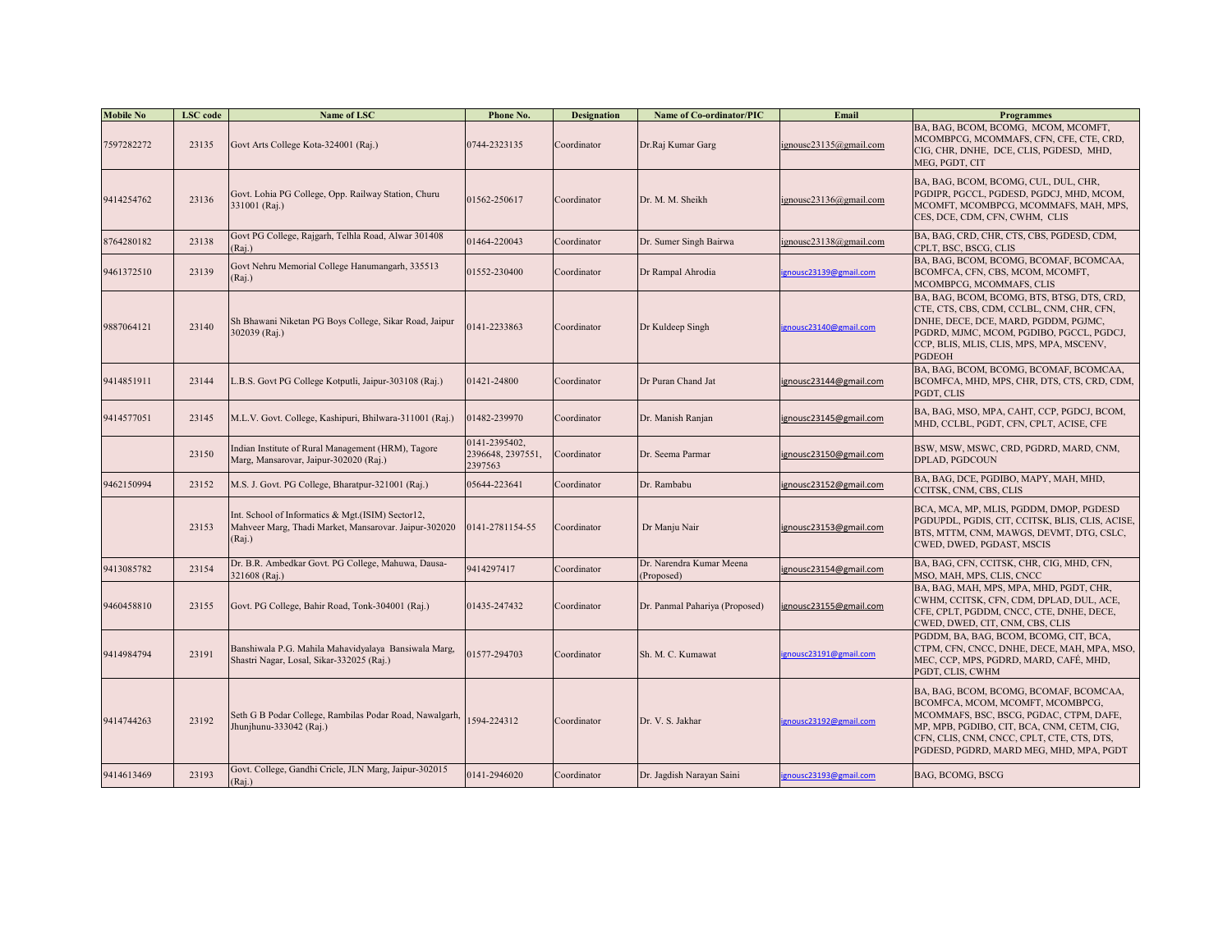| Mobile No | LSC code | Name of LSC | Phone No. | Designation | Name of Co-ordinator/PIC | Email | Programmes |
|---|---|---|---|---|---|---|---|
| 7597282272 | 23135 | Govt Arts College Kota-324001 (Raj.) | 0744-2323135 | Coordinator | Dr.Raj Kumar Garg | ignousc23135@gmail.com | BA, BAG, BCOM, BCOMG, MCOM, MCOMFT, MCOMBPCG, MCOMMAFS, CFN, CFE, CTE, CRD, CIG, CHR, DNHE, DCE, CLIS, PGDESD, MHD, MEG, PGDT, CIT |
| 9414254762 | 23136 | Govt. Lohia PG College, Opp. Railway Station, Churu 331001 (Raj.) | 01562-250617 | Coordinator | Dr. M. M. Sheikh | ignousc23136@gmail.com | BA, BAG, BCOM, BCOMG, CUL, DUL, CHR, PGDIPR, PGCCL, PGDESD, PGDCJ, MHD, MCOM, MCOMFT, MCOMBPCG, MCOMMAFS, MAH, MPS, CES, DCE, CDM, CFN, CWHM, CLIS |
| 8764280182 | 23138 | Govt PG College, Rajgarh, Telhla Road, Alwar 301408 (Raj.) | 01464-220043 | Coordinator | Dr. Sumer Singh Bairwa | ignousc23138@gmail.com | BA, BAG, CRD, CHR, CTS, CBS, PGDESD, CDM, CPLT, BSC, BSCG, CLIS |
| 9461372510 | 23139 | Govt Nehru Memorial College Hanumangarh, 335513 (Raj.) | 01552-230400 | Coordinator | Dr Rampal Ahrodia | ignousc23139@gmail.com | BA, BAG, BCOM, BCOMG, BCOMAF, BCOMCAA, BCOMFCA, CFN, CBS, MCOM, MCOMFT, MCOMBPCG, MCOMMAFS, CLIS |
| 9887064121 | 23140 | Sh Bhawani Niketan PG Boys College, Sikar Road, Jaipur 302039 (Raj.) | 0141-2233863 | Coordinator | Dr Kuldeep Singh | ignousc23140@gmail.com | BA, BAG, BCOM, BCOMG, BTS, BTSG, DTS, CRD, CTE, CTS, CBS, CDM, CCLBL, CNM, CHR, CFN, DNHE, DECE, DCE, MARD, PGDDM, PGJMC, PGDRD, MJMC, MCOM, PGDIBO, PGCCL, PGDCJ, CCP, BLIS, MLIS, CLIS, MPS, MPA, MSCENV, PGDEOH |
| 9414851911 | 23144 | L.B.S. Govt PG College Kotputli, Jaipur-303108 (Raj.) | 01421-24800 | Coordinator | Dr Puran Chand Jat | ignousc23144@gmail.com | BA, BAG, BCOM, BCOMG, BCOMAF, BCOMCAA, BCOMFCA, MHD, MPS, CHR, DTS, CTS, CRD, CDM, PGDT, CLIS |
| 9414577051 | 23145 | M.L.V. Govt. College, Kashipuri, Bhilwara-311001 (Raj.) | 01482-239970 | Coordinator | Dr. Manish Ranjan | ignousc23145@gmail.com | BA, BAG, MSO, MPA, CAHT, CCP, PGDCJ, BCOM, MHD, CCLBL, PGDT, CFN, CPLT, ACISE, CFE |
| | 23150 | Indian Institute of Rural Management (HRM), Tagore Marg, Mansarovar, Jaipur-302020 (Raj.) | 0141-2395402, 2396648, 2397551, 2397563 | Coordinator | Dr. Seema Parmar | ignousc23150@gmail.com | BSW, MSW, MSWC, CRD, PGDRD, MARD, CNM, DPLAD, PGDCOUN |
| 9462150994 | 23152 | M.S. J. Govt. PG College, Bharatpur-321001 (Raj.) | 05644-223641 | Coordinator | Dr. Rambabu | ignousc23152@gmail.com | BA, BAG, DCE, PGDIBO, MAPY, MAH, MHD, CCITSK, CNM, CBS, CLIS |
| | 23153 | Int. School of Informatics & Mgt.(ISIM) Sector12, Mahveer Marg, Thadi Market, Mansarovar. Jaipur-302020 (Raj.) | 0141-2781154-55 | Coordinator | Dr Manju Nair | ignousc23153@gmail.com | BCA, MCA, MP, MLIS, PGDDM, DMOP, PGDESD PGDUPDL, PGDIS, CIT, CCITSK, BLIS, CLIS, ACISE, BTS, MTTM, CNM, MAWGS, DEVMT, DTG, CSLC, CWED, DWED, PGDAST, MSCIS |
| 9413085782 | 23154 | Dr. B.R. Ambedkar Govt. PG College, Mahuwa, Dausa-321608 (Raj.) | 9414297417 | Coordinator | Dr. Narendra Kumar Meena (Proposed) | ignousc23154@gmail.com | BA, BAG, CFN, CCITSK, CHR, CIG, MHD, CFN, MSO, MAH, MPS, CLIS, CNCC |
| 9460458810 | 23155 | Govt. PG College, Bahir Road, Tonk-304001 (Raj.) | 01435-247432 | Coordinator | Dr. Panmal Pahariya (Proposed) | ignousc23155@gmail.com | BA, BAG, MAH, MPS, MPA, MHD, PGDT, CHR, CWHM, CCITSK, CFN, CDM, DPLAD, DUL, ACE, CFE, CPLT, PGDDM, CNCC, CTE, DNHE, DECE, CWED, DWED, CIT, CNM, CBS, CLIS |
| 9414984794 | 23191 | Banshiwala P.G. Mahila Mahavidyalaya Bansiwala Marg, Shastri Nagar, Losal, Sikar-332025 (Raj.) | 01577-294703 | Coordinator | Sh. M. C. Kumawat | ignousc23191@gmail.com | PGDDM, BA, BAG, BCOM, BCOMG, CIT, BCA, CTPM, CFN, CNCC, DNHE, DECE, MAH, MPA, MSO, MEC, CCP, MPS, PGDRD, MARD, CAFÉ, MHD, PGDT, CLIS, CWHM |
| 9414744263 | 23192 | Seth G B Podar College, Rambilas Podar Road, Nawalgarh, Jhunjhunu-333042 (Raj.) | 1594-224312 | Coordinator | Dr. V. S. Jakhar | ignousc23192@gmail.com | BA, BAG, BCOM, BCOMG, BCOMAF, BCOMCAA, BCOMFCA, MCOM, MCOMFT, MCOMBPCG, MCOMMAFS, BSC, BSCG, PGDAC, CTPM, DAFE, MP, MPB, PGDIBO, CIT, BCA, CNM, CETM, CIG, CFN, CLIS, CNM, CNCC, CPLT, CTE, CTS, DTS, PGDESD, PGDRD, MARD MEG, MHD, MPA, PGDT |
| 9414613469 | 23193 | Govt. College, Gandhi Cricle, JLN Marg, Jaipur-302015 (Raj.) | 0141-2946020 | Coordinator | Dr. Jagdish Narayan Saini | ignousc23193@gmail.com | BAG, BCOMG, BSCG |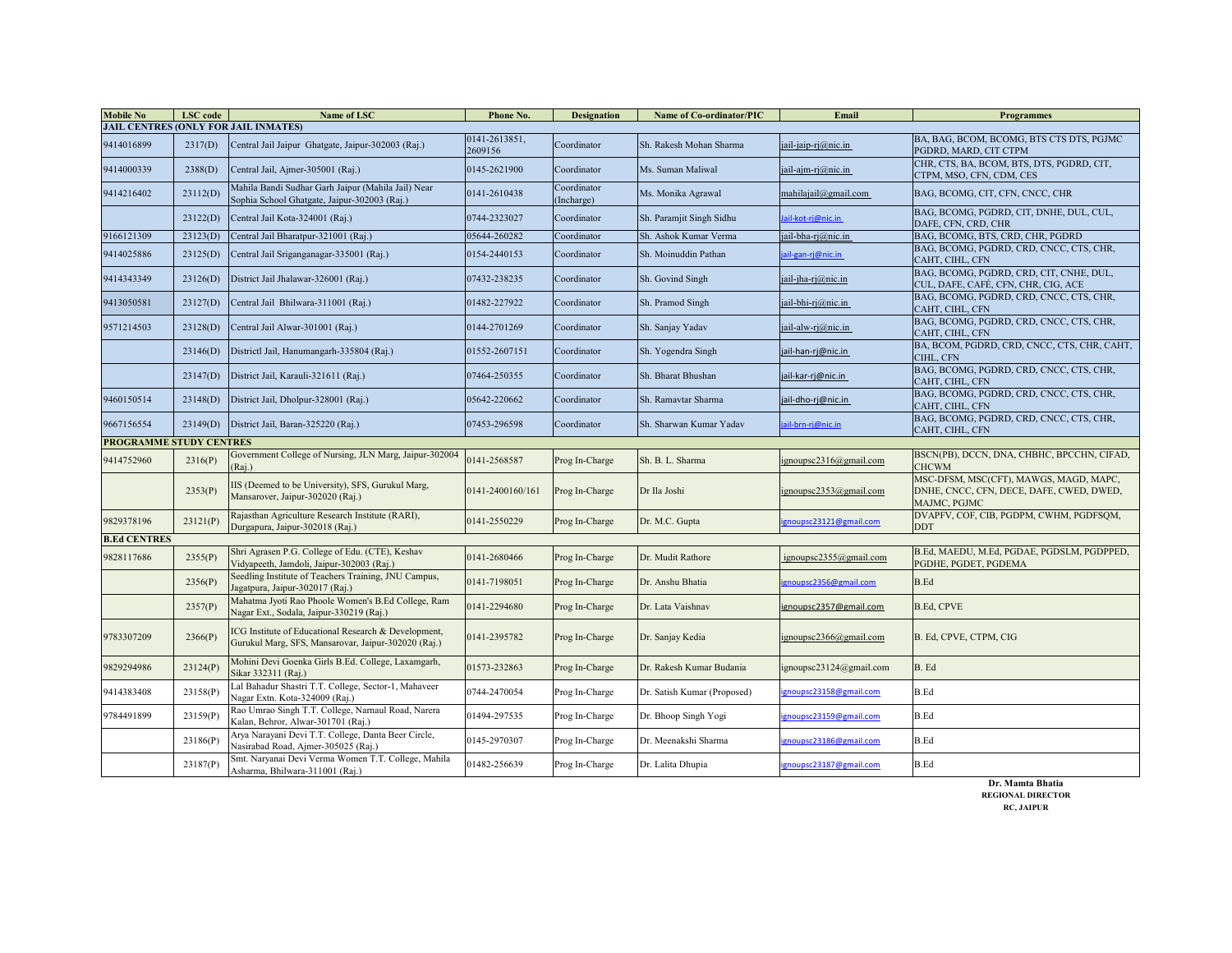| Mobile No | LSC code | Name of LSC | Phone No. | Designation | Name of Co-ordinator/PIC | Email | Programmes |
|---|---|---|---|---|---|---|---|
| **JAIL CENTRES (ONLY FOR JAIL INMATES)** | | | | | | | |
| 9414016899 | 2317(D) | Central Jail Jaipur Ghatgate, Jaipur-302003 (Raj.) | 0141-2613851, 2609156 | Coordinator | Sh. Rakesh Mohan Sharma | jail-jaip-rj@nic.in | BA, BAG, BCOM, BCOMG, BTS CTS DTS, PGJMC PGDRD, MARD, CIT CTPM |
| 9414000339 | 2388(D) | Central Jail, Ajmer-305001 (Raj.) | 0145-2621900 | Coordinator | Ms. Suman Maliwal | jail-ajm-rj@nic.in | CHR, CTS, BA, BCOM, BTS, DTS, PGDRD, CIT, CTPM, MSO, CFN, CDM, CES |
| 9414216402 | 23112(D) | Mahila Bandi Sudhar Garh Jaipur (Mahila Jail) Near Sophia School Ghatgate, Jaipur-302003 (Raj.) | 0141-2610438 | Coordinator (Incharge) | Ms. Monika Agrawal | mahilajail@gmail.com | BAG, BCOMG, CIT, CFN, CNCC, CHR |
| | 23122(D) | Central Jail Kota-324001 (Raj.) | 0744-2323027 | Coordinator | Sh. Paramjit Singh Sidhu | Jail-kot-rj@nic.in | BAG, BCOMG, PGDRD, CIT, DNHE, DUL, CUL, DAFE, CFN, CRD, CHR |
| 9166121309 | 23123(D) | Central Jail Bharatpur-321001 (Raj.) | 05644-260282 | Coordinator | Sh. Ashok Kumar Verma | jail-bha-rj@nic.in | BAG, BCOMG, BTS, CRD, CHR, PGDRD |
| 9414025886 | 23125(D) | Central Jail Sriganganagar-335001 (Raj.) | 0154-2440153 | Coordinator | Sh. Moinuddin Pathan | jail-gan-rj@nic.in | BAG, BCOMG, PGDRD, CRD, CNCC, CTS, CHR, CAHT, CIHL, CFN |
| 9414343349 | 23126(D) | District Jail Jhalawar-326001 (Raj.) | 07432-238235 | Coordinator | Sh. Govind Singh | jail-jha-rj@nic.in | BAG, BCOMG, PGDRD, CRD, CIT, CNHE, DUL, CUL, DAFE, CAFÉ, CFN, CHR, CIG, ACE |
| 9413050581 | 23127(D) | Central Jail Bhilwara-311001 (Raj.) | 01482-227922 | Coordinator | Sh. Pramod Singh | jail-bhi-rj@nic.in | BAG, BCOMG, PGDRD, CRD, CNCC, CTS, CHR, CAHT, CIHL, CFN |
| 9571214503 | 23128(D) | Central Jail Alwar-301001 (Raj.) | 0144-2701269 | Coordinator | Sh. Sanjay Yadav | jail-alw-rj@nic.in | BAG, BCOMG, PGDRD, CRD, CNCC, CTS, CHR, CAHT, CIHL, CFN |
| | 23146(D) | Districtl Jail, Hanumangarh-335804 (Raj.) | 01552-2607151 | Coordinator | Sh. Yogendra Singh | jail-han-rj@nic.in | BA, BCOM, PGDRD, CRD, CNCC, CTS, CHR, CAHT, CIHL, CFN |
| | 23147(D) | District Jail, Karauli-321611 (Raj.) | 07464-250355 | Coordinator | Sh. Bharat Bhushan | jail-kar-rj@nic.in | BAG, BCOMG, PGDRD, CRD, CNCC, CTS, CHR, CAHT, CIHL, CFN |
| 9460150514 | 23148(D) | District Jail, Dholpur-328001 (Raj.) | 05642-220662 | Coordinator | Sh. Ramavtar Sharma | jail-dho-rj@nic.in | BAG, BCOMG, PGDRD, CRD, CNCC, CTS, CHR, CAHT, CIHL, CFN |
| 9667156554 | 23149(D) | District Jail, Baran-325220 (Raj.) | 07453-296598 | Coordinator | Sh. Sharwan Kumar Yadav | jail-brn-rj@nic.in | BAG, BCOMG, PGDRD, CRD, CNCC, CTS, CHR, CAHT, CIHL, CFN |
| **PROGRAMME STUDY CENTRES** | | | | | | | |
| 9414752960 | 2316(P) | Government College of Nursing, JLN Marg, Jaipur-302004 (Raj.) | 0141-2568587 | Prog In-Charge | Sh. B. L. Sharma | ignoupsc2316@gmail.com | BSCN(PB), DCCN, DNA, CHBHC, BPCCHN, CIFAD, CHCWM |
| | 2353(P) | IIS (Deemed to be University), SFS, Gurukul Marg, Mansarover, Jaipur-302020 (Raj.) | 0141-2400160/161 | Prog In-Charge | Dr Ila Joshi | ignoupsc2353@gmail.com | MSC-DFSM, MSC(CFT), MAWGS, MAGD, MAPC, DNHE, CNCC, CFN, DECE, DAFE, CWED, DWED, MAJMC, PGJMC |
| 9829378196 | 23121(P) | Rajasthan Agriculture Research Institute (RARI), Durgapura, Jaipur-302018 (Raj.) | 0141-2550229 | Prog In-Charge | Dr. M.C. Gupta | ignoupsc23121@gmail.com | DVAPFV, COF, CIB, PGDPM, CWHM, PGDFSQM, DDT |
| **B.Ed CENTRES** | | | | | | | |
| 9828117686 | 2355(P) | Shri Agrasen P.G. College of Edu. (CTE), Keshav Vidyapeeth, Jamdoli, Jaipur-302003 (Raj.) | 0141-2680466 | Prog In-Charge | Dr. Mudit Rathore | ignoupsc2355@gmail.com | B.Ed, MAEDU, M.Ed, PGDAE, PGDSLM, PGDPPED, PGDHE, PGDET, PGDEMA |
| | 2356(P) | Seedling Institute of Teachers Training, JNU Campus, Jagatpura, Jaipur-302017 (Raj.) | 0141-7198051 | Prog In-Charge | Dr. Anshu Bhatia | ignoupsc2356@gmail.com | B.Ed |
| | 2357(P) | Mahatma Jyoti Rao Phoole Women's B.Ed College, Ram Nagar Ext., Sodala, Jaipur-330219 (Raj.) | 0141-2294680 | Prog In-Charge | Dr. Lata Vaishnav | ignoupsc2357@gmail.com | B.Ed, CPVE |
| 9783307209 | 2366(P) | ICG Institute of Educational Research & Development, Gurukul Marg, SFS, Mansarovar, Jaipur-302020 (Raj.) | 0141-2395782 | Prog In-Charge | Dr. Sanjay Kedia | ignoupsc2366@gmail.com | B. Ed, CPVE, CTPM, CIG |
| 9829294986 | 23124(P) | Mohini Devi Goenka Girls B.Ed. College, Laxamgarh, Sikar 332311 (Raj.) | 01573-232863 | Prog In-Charge | Dr. Rakesh Kumar Budania | ignoupsc23124@gmail.com | B. Ed |
| 9414383408 | 23158(P) | Lal Bahadur Shastri T.T. College, Sector-1, Mahaveer Nagar Extn. Kota-324009 (Raj.) | 0744-2470054 | Prog In-Charge | Dr. Satish Kumar (Proposed) | ignoupsc23158@gmail.com | B.Ed |
| 9784491899 | 23159(P) | Rao Umrao Singh T.T. College, Narnaul Road, Narera Kalan, Behror, Alwar-301701 (Raj.) | 01494-297535 | Prog In-Charge | Dr. Bhoop Singh Yogi | ignoupsc23159@gmail.com | B.Ed |
| | 23186(P) | Arya Narayani Devi T.T. College, Danta Beer Circle, Nasirabad Road, Ajmer-305025 (Raj.) | 0145-2970307 | Prog In-Charge | Dr. Meenakshi Sharma | ignoupsc23186@gmail.com | B.Ed |
| | 23187(P) | Smt. Naryanai Devi Verma Women T.T. College, Mahila Asharma, Bhilwara-311001 (Raj.) | 01482-256639 | Prog In-Charge | Dr. Lalita Dhupia | ignoupsc23187@gmail.com | B.Ed |

**Dr. Mamta Bhatia**
**REGIONAL DIRECTOR**
**RC, JAIPUR**